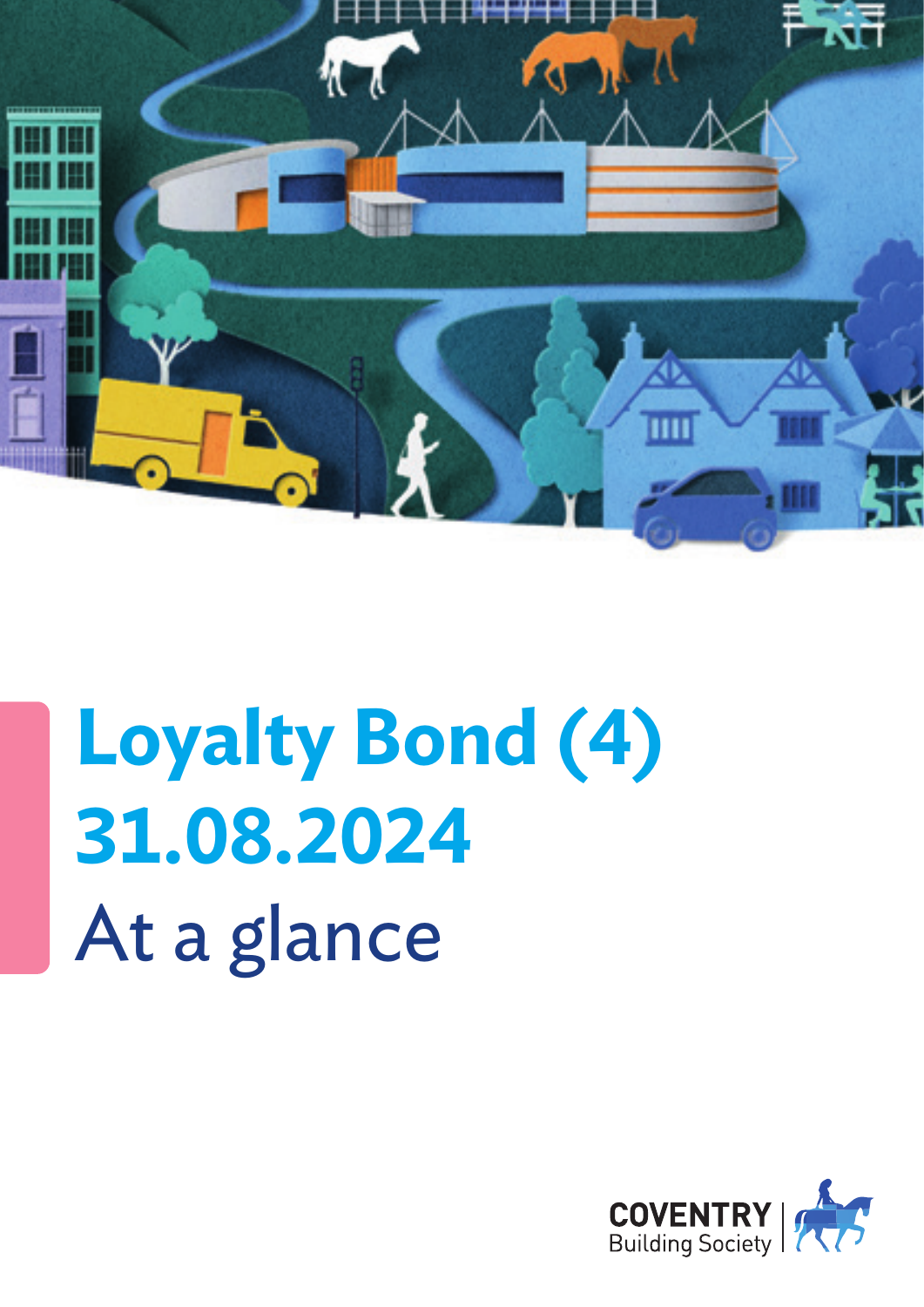# Loyalty Bond (4) 31.08.2024

## At a glance

COVENTRY Building Society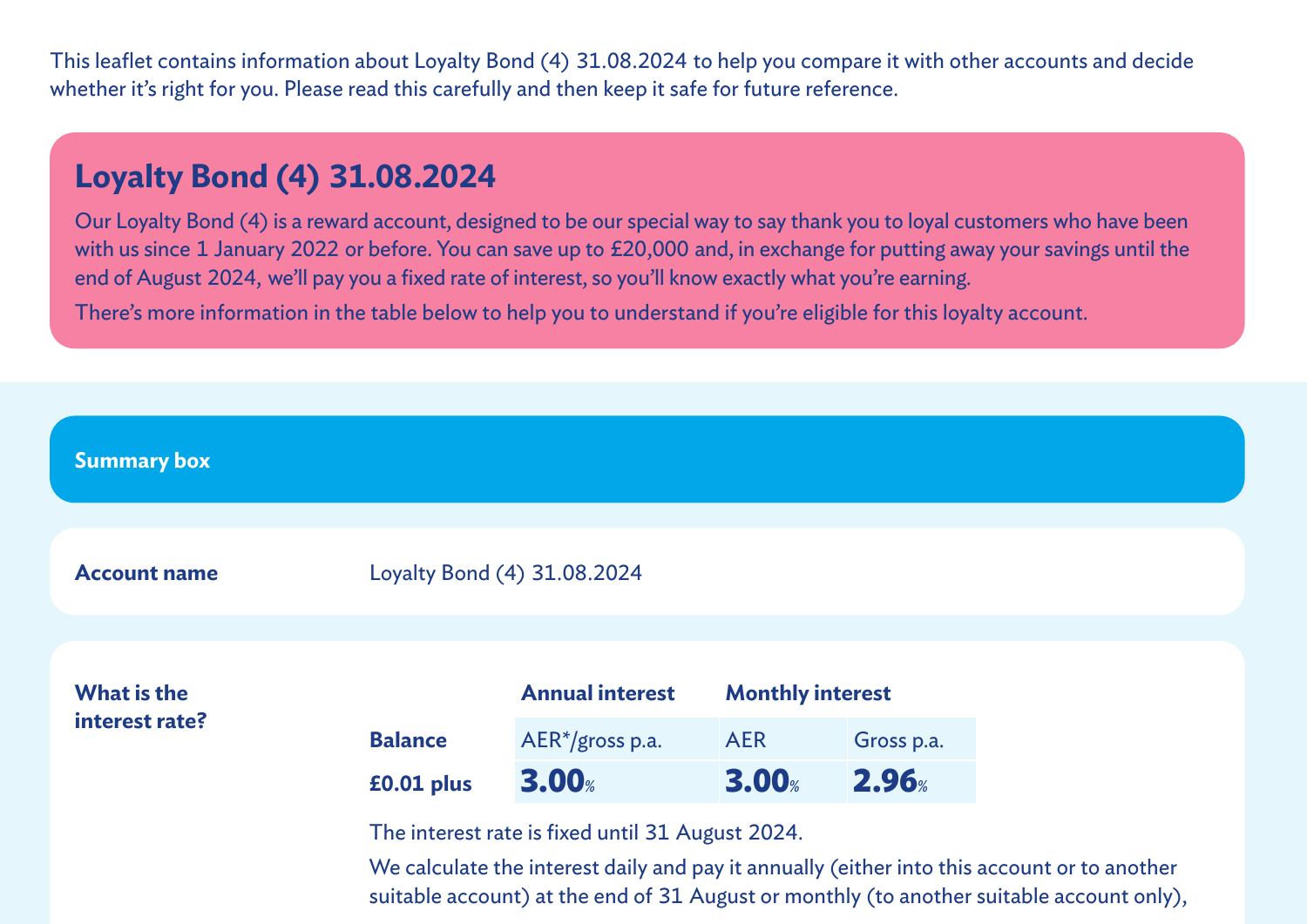This leaflet contains information about Loyalty Bond (4) 31.08.2024 to help you compare it with other accounts and decide whether it's right for you. Please read this carefully and then keep it safe for future reference.

## Loyalty Bond (4) 31.08.2024

Our Loyalty Bond (4) is a reward account, designed to be our special way to say thank you to loyal customers who have been with us since 1 January 2022 or before. You can save up to £20,000 and, in exchange for putting away your savings until the end of August 2024, we'll pay you a fixed rate of interest, so you'll know exactly what you're earning.

There's more information in the table below to help you to understand if you're eligible for this loyalty account.

### Summary box

**Account name**

Loyalty Bond (4) 31.08.2024

**What is the interest rate?**

| | Annual interest | Monthly interest | |
|---|---|---|---|
| **Balance** | AER*/gross p.a. | AER | Gross p.a. |
| **£0.01 plus** | **3.00%** | **3.00%** | **2.96%** |

The interest rate is fixed until 31 August 2024.

We calculate the interest daily and pay it annually (either into this account or to another suitable account) at the end of 31 August or monthly (to another suitable account only),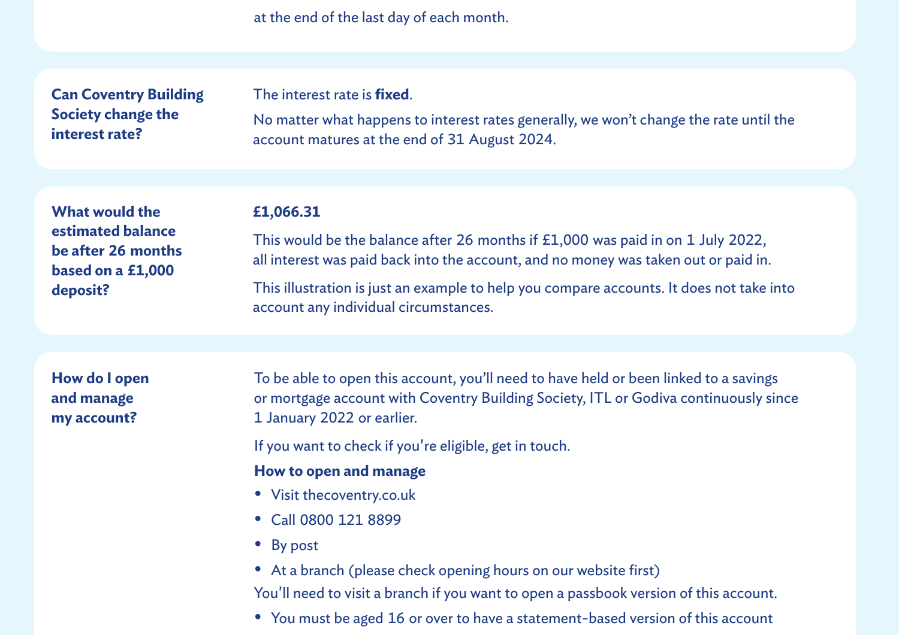at the end of the last day of each month.

| | |
|---|---|
| **Can Coventry Building Society change the interest rate?** | The interest rate is **fixed**.<br><br>No matter what happens to interest rates generally, we won't change the rate until the account matures at the end of 31 August 2024. |
| **What would the estimated balance be after 26 months based on a £1,000 deposit?** | **£1,066.31**<br><br>This would be the balance after 26 months if £1,000 was paid in on 1 July 2022, all interest was paid back into the account, and no money was taken out or paid in.<br><br>This illustration is just an example to help you compare accounts. It does not take into account any individual circumstances. |
| **How do I open and manage my account?** | To be able to open this account, you'll need to have held or been linked to a savings or mortgage account with Coventry Building Society, ITL or Godiva continuously since 1 January 2022 or earlier.<br><br>If you want to check if you're eligible, get in touch.<br><br>**How to open and manage**<br>• Visit thecoventry.co.uk<br>• Call 0800 121 8899<br>• By post<br>• At a branch (please check opening hours on our website first)<br><br>You'll need to visit a branch if you want to open a passbook version of this account.<br><br>• You must be aged 16 or over to have a statement-based version of this account |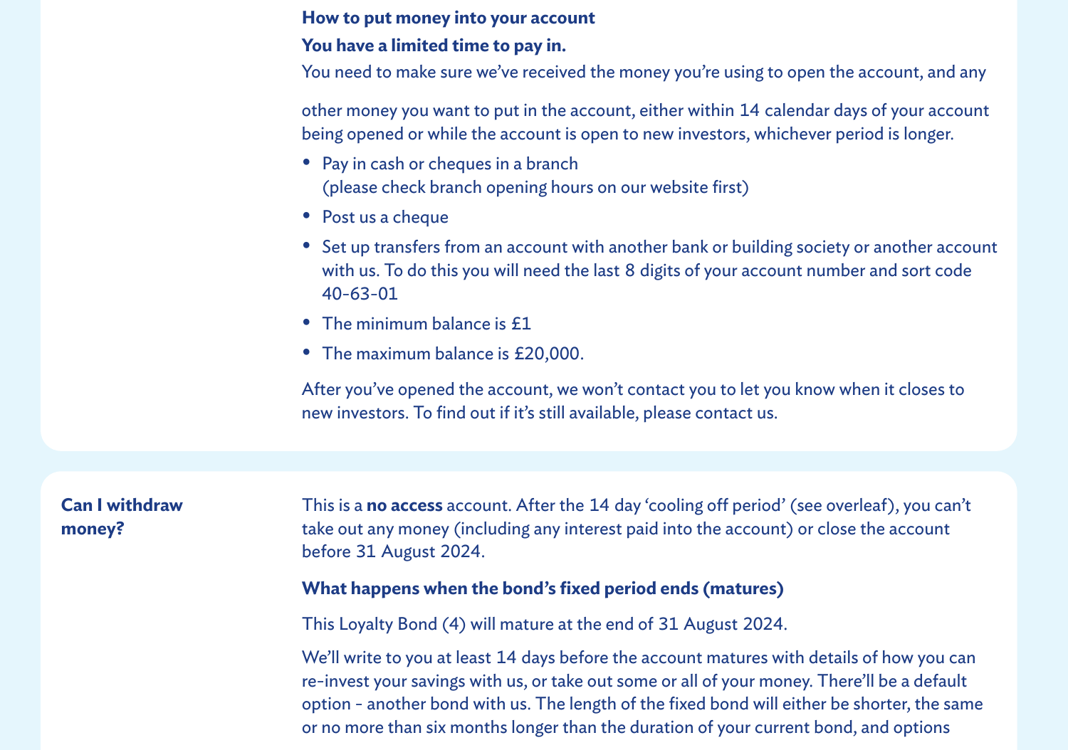**How to put money into your account**

**You have a limited time to pay in.**

You need to make sure we've received the money you're using to open the account, and any other money you want to put in the account, either within 14 calendar days of your account being opened or while the account is open to new investors, whichever period is longer.

- Pay in cash or cheques in a branch (please check branch opening hours on our website first)
- Post us a cheque
- Set up transfers from an account with another bank or building society or another account with us. To do this you will need the last 8 digits of your account number and sort code 40-63-01
- The minimum balance is £1
- The maximum balance is £20,000.

After you've opened the account, we won't contact you to let you know when it closes to new investors. To find out if it's still available, please contact us.

**Can I withdraw money?**

This is a **no access** account. After the 14 day 'cooling off period' (see overleaf), you can't take out any money (including any interest paid into the account) or close the account before 31 August 2024.

**What happens when the bond's fixed period ends (matures)**

This Loyalty Bond (4) will mature at the end of 31 August 2024.

We'll write to you at least 14 days before the account matures with details of how you can re-invest your savings with us, or take out some or all of your money. There'll be a default option - another bond with us. The length of the fixed bond will either be shorter, the same or no more than six months longer than the duration of your current bond, and options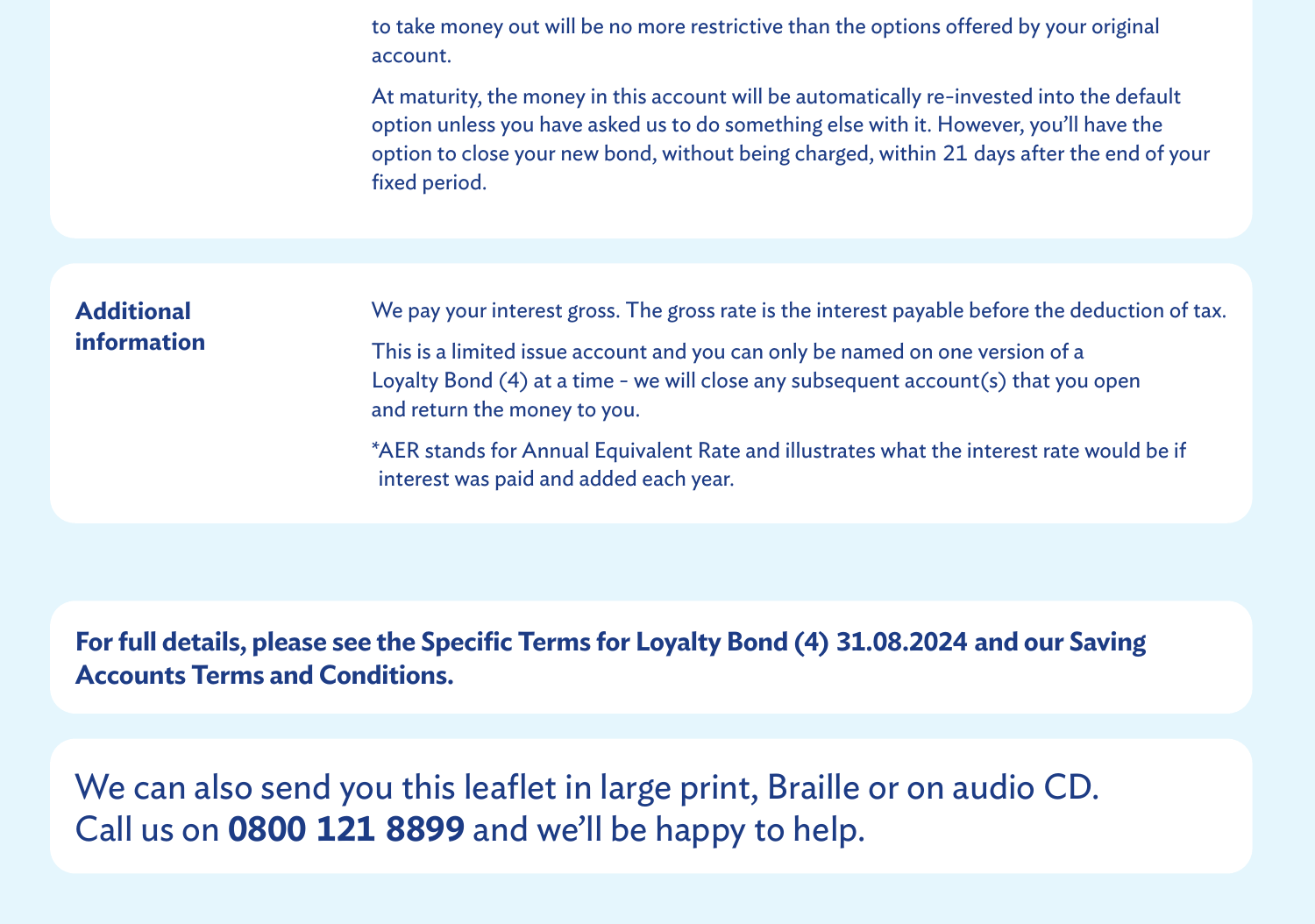to take money out will be no more restrictive than the options offered by your original account.

At maturity, the money in this account will be automatically re-invested into the default option unless you have asked us to do something else with it. However, you'll have the option to close your new bond, without being charged, within 21 days after the end of your fixed period.

| **Additional information** | We pay your interest gross. The gross rate is the interest payable before the deduction of tax.<br><br>This is a limited issue account and you can only be named on one version of a Loyalty Bond (4) at a time - we will close any subsequent account(s) that you open and return the money to you.<br><br>*AER stands for Annual Equivalent Rate and illustrates what the interest rate would be if interest was paid and added each year. |
|---|---|

**For full details, please see the Specific Terms for Loyalty Bond (4) 31.08.2024 and our Saving Accounts Terms and Conditions.**

We can also send you this leaflet in large print, Braille or on audio CD.
Call us on **0800 121 8899** and we'll be happy to help.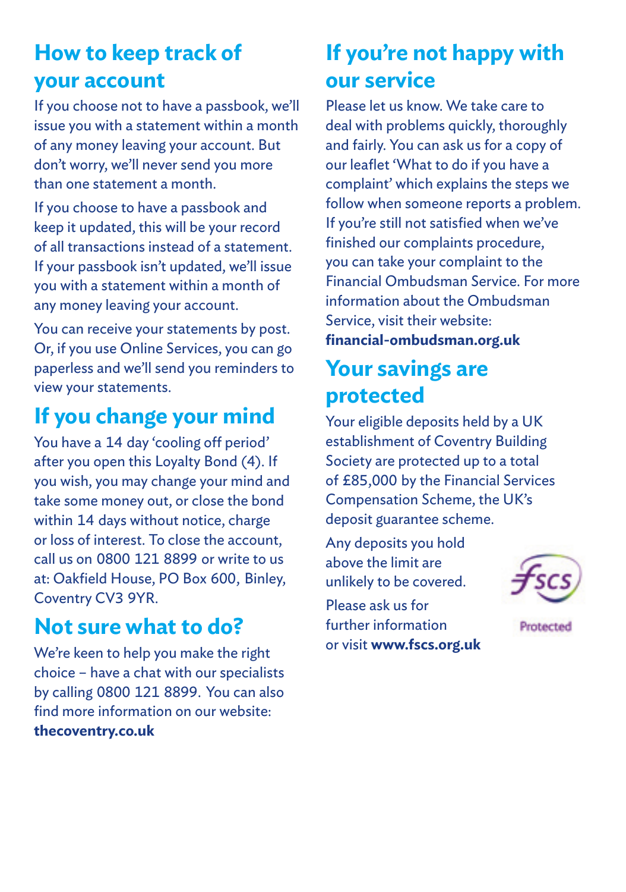## How to keep track of your account

If you choose not to have a passbook, we'll issue you with a statement within a month of any money leaving your account. But don't worry, we'll never send you more than one statement a month.

If you choose to have a passbook and keep it updated, this will be your record of all transactions instead of a statement. If your passbook isn't updated, we'll issue you with a statement within a month of any money leaving your account.

You can receive your statements by post. Or, if you use Online Services, you can go paperless and we'll send you reminders to view your statements.

## If you change your mind

You have a 14 day 'cooling off period' after you open this Loyalty Bond (4). If you wish, you may change your mind and take some money out, or close the bond within 14 days without notice, charge or loss of interest. To close the account, call us on 0800 121 8899 or write to us at: Oakfield House, PO Box 600, Binley, Coventry CV3 9YR.

## Not sure what to do?

We're keen to help you make the right choice – have a chat with our specialists by calling 0800 121 8899. You can also find more information on our website: **thecoventry.co.uk**

## If you're not happy with our service

Please let us know. We take care to deal with problems quickly, thoroughly and fairly. You can ask us for a copy of our leaflet 'What to do if you have a complaint' which explains the steps we follow when someone reports a problem. If you're still not satisfied when we've finished our complaints procedure, you can take your complaint to the Financial Ombudsman Service. For more information about the Ombudsman Service, visit their website: **financial-ombudsman.org.uk**

## Your savings are protected

Your eligible deposits held by a UK establishment of Coventry Building Society are protected up to a total of £85,000 by the Financial Services Compensation Scheme, the UK's deposit guarantee scheme.

Any deposits you hold above the limit are unlikely to be covered.

Please ask us for further information or visit **www.fscs.org.uk**

FSCS Protected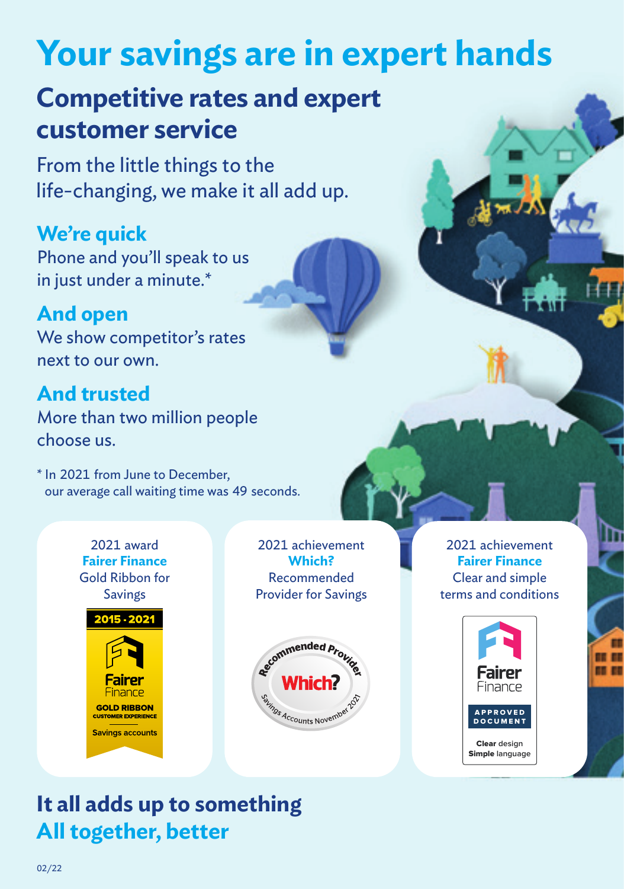# Your savings are in expert hands

## Competitive rates and expert customer service

From the little things to the life-changing, we make it all add up.

### We're quick

Phone and you'll speak to us in just under a minute.*

### And open

We show competitor's rates next to our own.

### And trusted

More than two million people choose us.

* In 2021 from June to December, our average call waiting time was 49 seconds.

2021 award
**Fairer Finance**
Gold Ribbon for Savings

2015 - 2021
Fairer Finance
GOLD RIBBON
CUSTOMER EXPERIENCE
Savings accounts

2021 achievement
**Which?**
Recommended Provider for Savings

Recommended Provider
Which?
Savings Accounts November 2021

2021 achievement
**Fairer Finance**
Clear and simple terms and conditions

Fairer Finance
APPROVED DOCUMENT
**Clear** design
**Simple** language

## It all adds up to something
## All together, better

02/22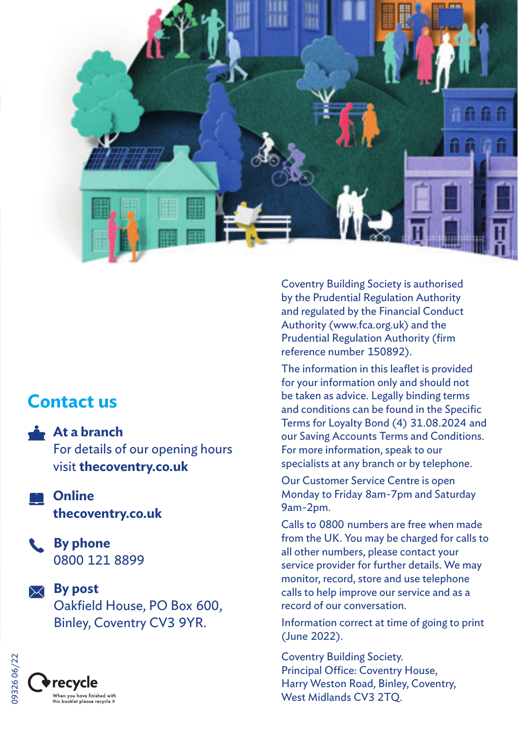## Contact us

**At a branch**
For details of our opening hours visit **thecoventry.co.uk**

**Online**
**thecoventry.co.uk**

**By phone**
0800 121 8899

**By post**
Oakfield House, PO Box 600, Binley, Coventry CV3 9YR.

09326 06/22

recycle
When you have finished with this booklet please recycle it

Coventry Building Society is authorised by the Prudential Regulation Authority and regulated by the Financial Conduct Authority (www.fca.org.uk) and the Prudential Regulation Authority (firm reference number 150892).

The information in this leaflet is provided for your information only and should not be taken as advice. Legally binding terms and conditions can be found in the Specific Terms for Loyalty Bond (4) 31.08.2024 and our Saving Accounts Terms and Conditions. For more information, speak to our specialists at any branch or by telephone.

Our Customer Service Centre is open Monday to Friday 8am-7pm and Saturday 9am-2pm.

Calls to 0800 numbers are free when made from the UK. You may be charged for calls to all other numbers, please contact your service provider for further details. We may monitor, record, store and use telephone calls to help improve our service and as a record of our conversation.

Information correct at time of going to print (June 2022).

Coventry Building Society.
Principal Office: Coventry House, Harry Weston Road, Binley, Coventry, West Midlands CV3 2TQ.